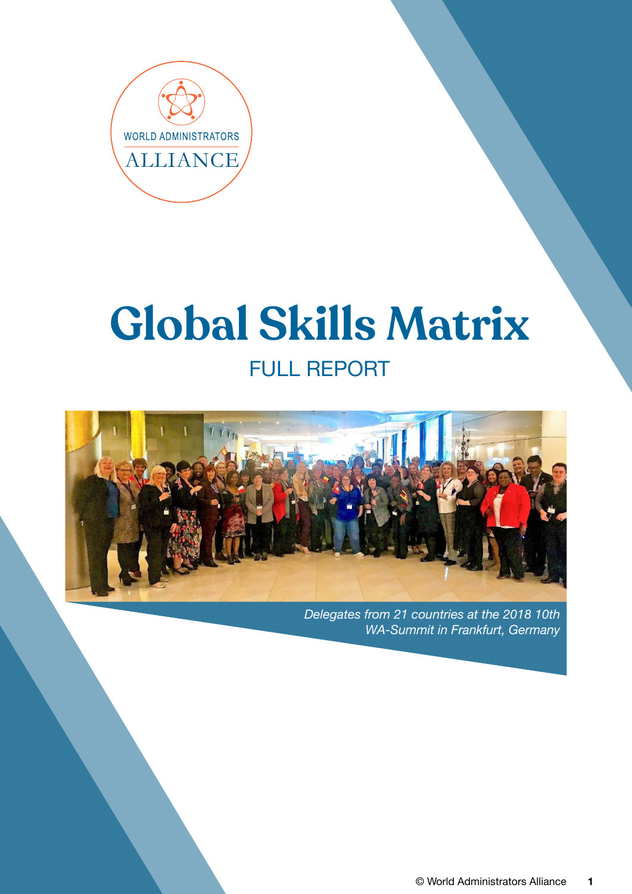WORLD ADMINISTRATORS ALLIANCE

# Global Skills Matrix

## FULL REPORT

*Delegates from 21 countries at the 2018 10th WA-Summit in Frankfurt, Germany*

© World Administrators Alliance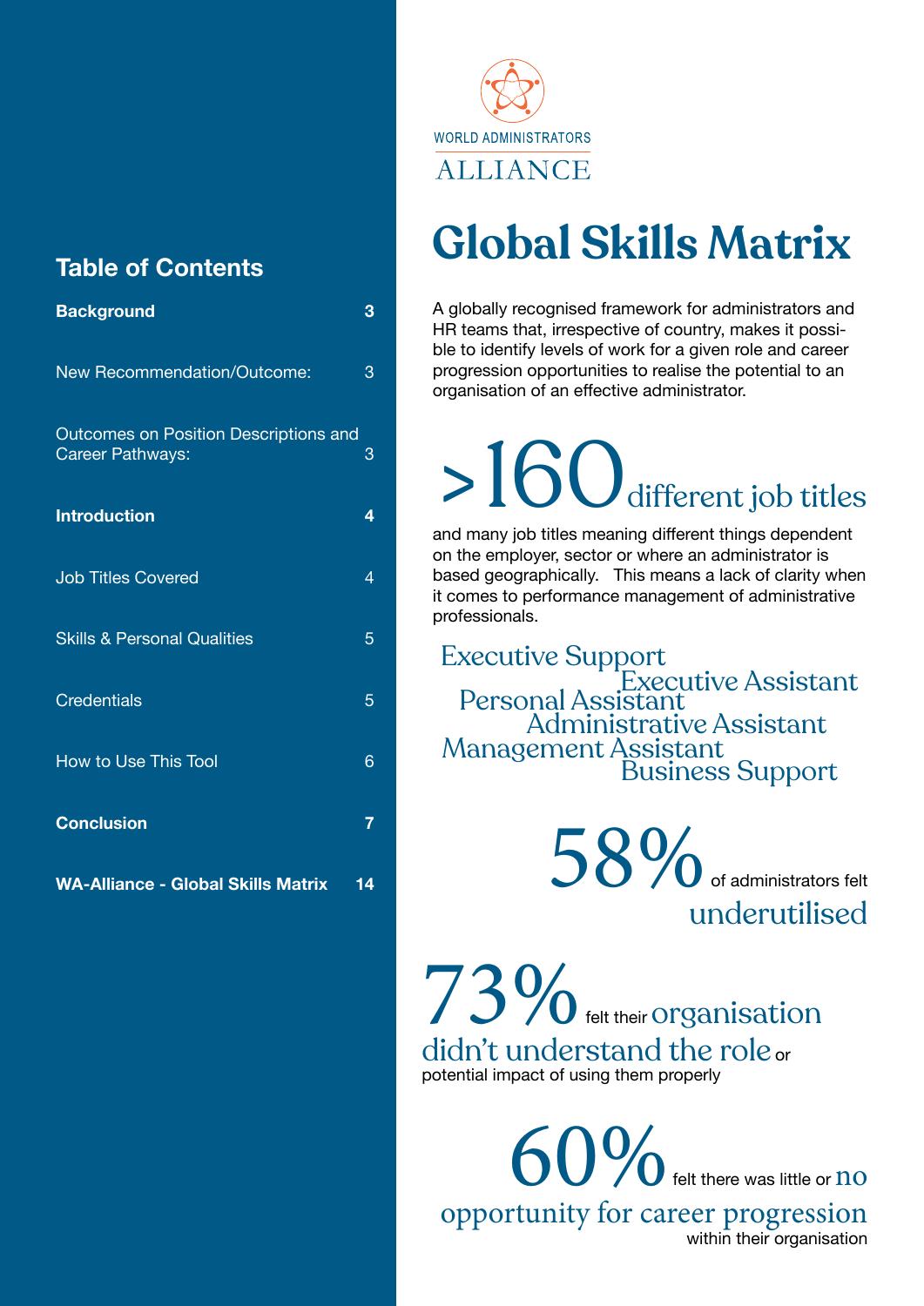## Table of Contents

| | |
|---|---|
| **Background** | **3** |
| New Recommendation/Outcome: | 3 |
| Outcomes on Position Descriptions and Career Pathways: | 3 |
| **Introduction** | **4** |
| Job Titles Covered | 4 |
| Skills & Personal Qualities | 5 |
| Credentials | 5 |
| How to Use This Tool | 6 |
| **Conclusion** | **7** |
| **WA-Alliance - Global Skills Matrix** | **14** |

WORLD ADMINISTRATORS
ALLIANCE

# Global Skills Matrix

A globally recognised framework for administrators and HR teams that, irrespective of country, makes it possible to identify levels of work for a given role and career progression opportunities to realise the potential to an organisation of an effective administrator.

**>160** different job titles

and many job titles meaning different things dependent on the employer, sector or where an administrator is based geographically. This means a lack of clarity when it comes to performance management of administrative professionals.

Executive Support
Executive Assistant
Personal Assistant
Administrative Assistant
Management Assistant
Business Support

**58%** of administrators felt underutilised

**73%** felt their organisation didn't understand the role or potential impact of using them properly

**60%** felt there was little or no opportunity for career progression within their organisation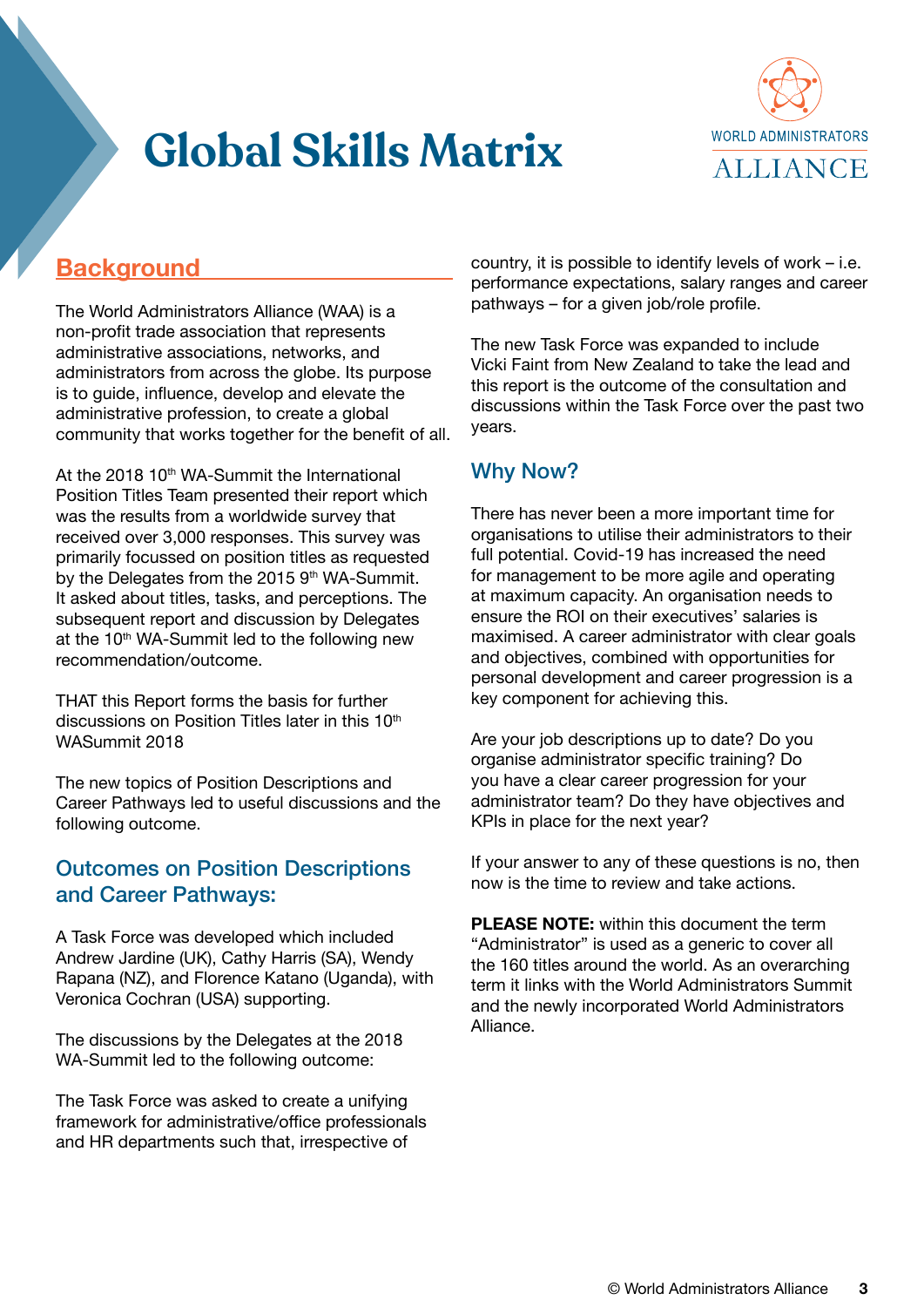# Global Skills Matrix

## Background

The World Administrators Alliance (WAA) is a non-profit trade association that represents administrative associations, networks, and administrators from across the globe. Its purpose is to guide, influence, develop and elevate the administrative profession, to create a global community that works together for the benefit of all.

At the 2018 10th WA-Summit the International Position Titles Team presented their report which was the results from a worldwide survey that received over 3,000 responses. This survey was primarily focussed on position titles as requested by the Delegates from the 2015 9th WA-Summit. It asked about titles, tasks, and perceptions. The subsequent report and discussion by Delegates at the 10th WA-Summit led to the following new recommendation/outcome.

THAT this Report forms the basis for further discussions on Position Titles later in this 10th WASummit 2018

The new topics of Position Descriptions and Career Pathways led to useful discussions and the following outcome.

### Outcomes on Position Descriptions and Career Pathways:

A Task Force was developed which included Andrew Jardine (UK), Cathy Harris (SA), Wendy Rapana (NZ), and Florence Katano (Uganda), with Veronica Cochran (USA) supporting.

The discussions by the Delegates at the 2018 WA-Summit led to the following outcome:

The Task Force was asked to create a unifying framework for administrative/office professionals and HR departments such that, irrespective of country, it is possible to identify levels of work – i.e. performance expectations, salary ranges and career pathways – for a given job/role profile.

The new Task Force was expanded to include Vicki Faint from New Zealand to take the lead and this report is the outcome of the consultation and discussions within the Task Force over the past two years.

### Why Now?

There has never been a more important time for organisations to utilise their administrators to their full potential. Covid-19 has increased the need for management to be more agile and operating at maximum capacity. An organisation needs to ensure the ROI on their executives' salaries is maximised. A career administrator with clear goals and objectives, combined with opportunities for personal development and career progression is a key component for achieving this.

Are your job descriptions up to date? Do you organise administrator specific training? Do you have a clear career progression for your administrator team? Do they have objectives and KPIs in place for the next year?

If your answer to any of these questions is no, then now is the time to review and take actions.

**PLEASE NOTE:** within this document the term "Administrator" is used as a generic to cover all the 160 titles around the world. As an overarching term it links with the World Administrators Summit and the newly incorporated World Administrators Alliance.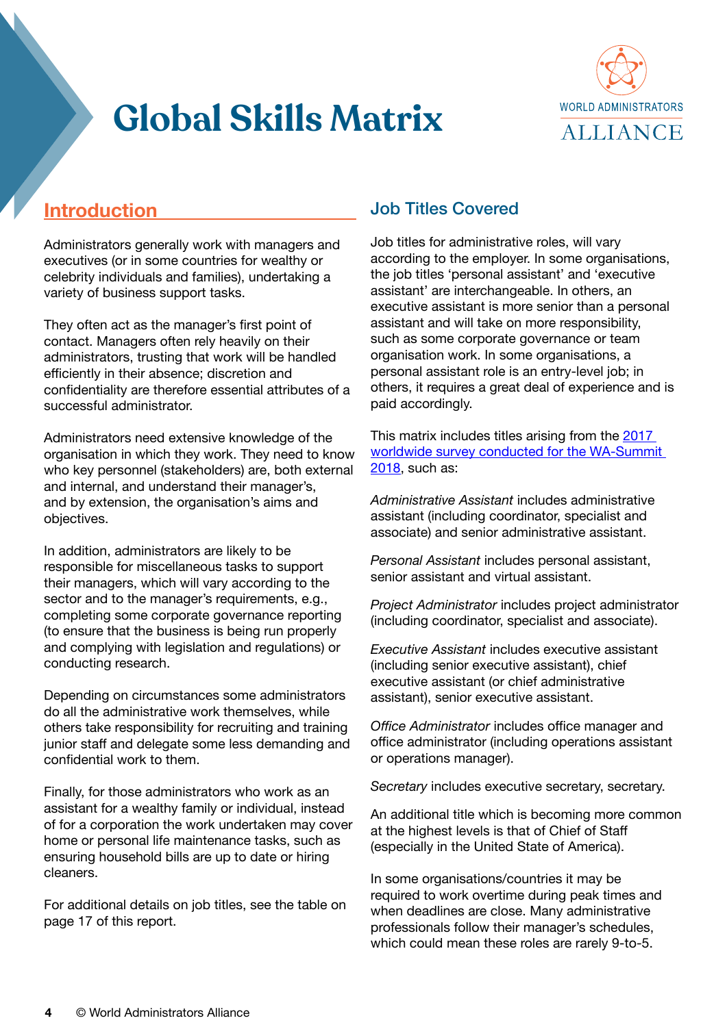# Global Skills Matrix

WORLD ADMINISTRATORS ALLIANCE

## Introduction

Administrators generally work with managers and executives (or in some countries for wealthy or celebrity individuals and families), undertaking a variety of business support tasks.

They often act as the manager's first point of contact. Managers often rely heavily on their administrators, trusting that work will be handled efficiently in their absence; discretion and confidentiality are therefore essential attributes of a successful administrator.

Administrators need extensive knowledge of the organisation in which they work. They need to know who key personnel (stakeholders) are, both external and internal, and understand their manager's, and by extension, the organisation's aims and objectives.

In addition, administrators are likely to be responsible for miscellaneous tasks to support their managers, which will vary according to the sector and to the manager's requirements, e.g., completing some corporate governance reporting (to ensure that the business is being run properly and complying with legislation and regulations) or conducting research.

Depending on circumstances some administrators do all the administrative work themselves, while others take responsibility for recruiting and training junior staff and delegate some less demanding and confidential work to them.

Finally, for those administrators who work as an assistant for a wealthy family or individual, instead of for a corporation the work undertaken may cover home or personal life maintenance tasks, such as ensuring household bills are up to date or hiring cleaners.

For additional details on job titles, see the table on page 17 of this report.

## Job Titles Covered

Job titles for administrative roles, will vary according to the employer. In some organisations, the job titles 'personal assistant' and 'executive assistant' are interchangeable. In others, an executive assistant is more senior than a personal assistant and will take on more responsibility, such as some corporate governance or team organisation work. In some organisations, a personal assistant role is an entry-level job; in others, it requires a great deal of experience and is paid accordingly.

This matrix includes titles arising from the 2017 worldwide survey conducted for the WA-Summit 2018, such as:

*Administrative Assistant* includes administrative assistant (including coordinator, specialist and associate) and senior administrative assistant.

*Personal Assistant* includes personal assistant, senior assistant and virtual assistant.

*Project Administrator* includes project administrator (including coordinator, specialist and associate).

*Executive Assistant* includes executive assistant (including senior executive assistant), chief executive assistant (or chief administrative assistant), senior executive assistant.

*Office Administrator* includes office manager and office administrator (including operations assistant or operations manager).

*Secretary* includes executive secretary, secretary.

An additional title which is becoming more common at the highest levels is that of Chief of Staff (especially in the United State of America).

In some organisations/countries it may be required to work overtime during peak times and when deadlines are close. Many administrative professionals follow their manager's schedules, which could mean these roles are rarely 9-to-5.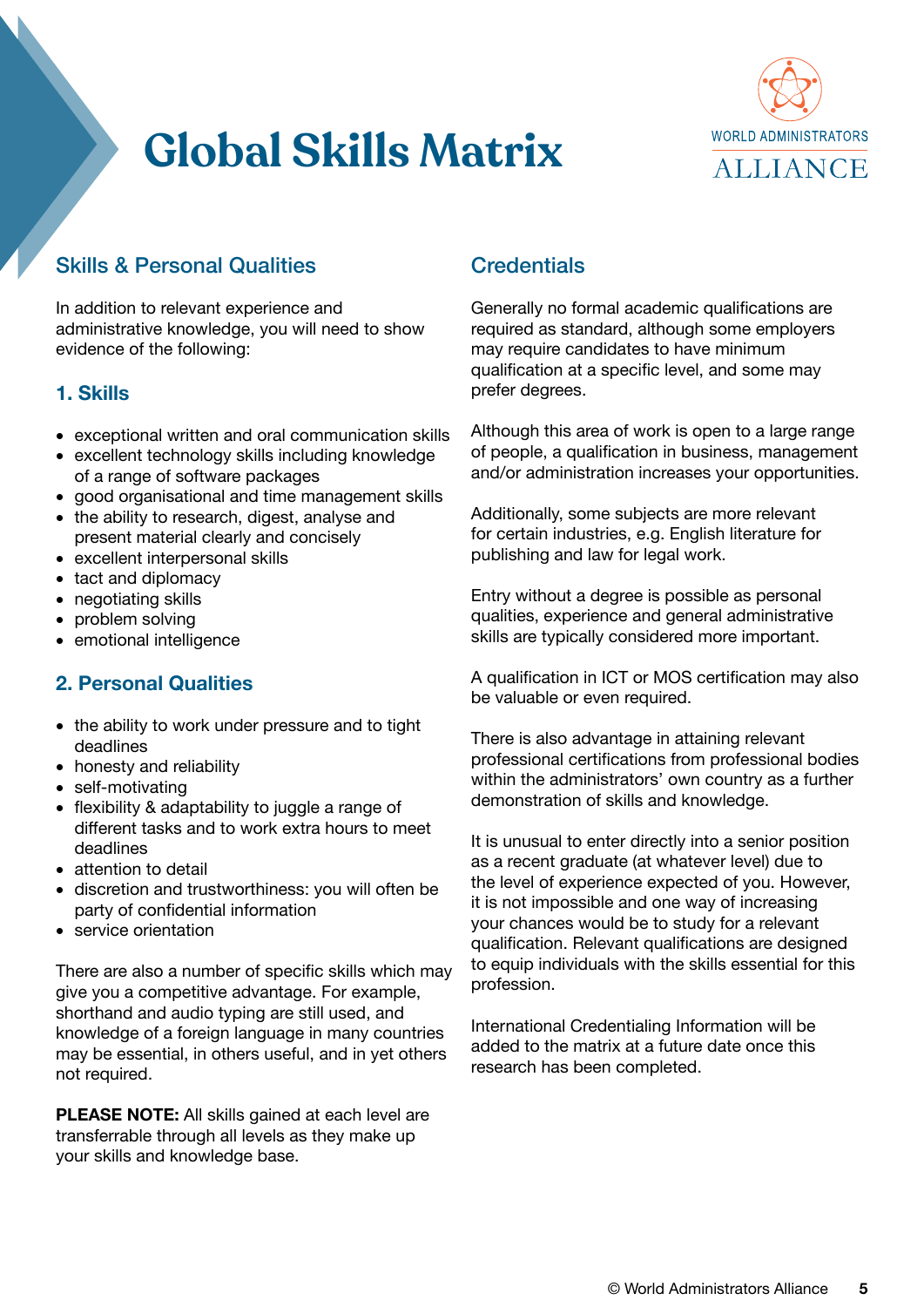# Global Skills Matrix

WORLD ADMINISTRATORS ALLIANCE

## Skills & Personal Qualities

In addition to relevant experience and administrative knowledge, you will need to show evidence of the following:

### 1. Skills

- exceptional written and oral communication skills
- excellent technology skills including knowledge of a range of software packages
- good organisational and time management skills
- the ability to research, digest, analyse and present material clearly and concisely
- excellent interpersonal skills
- tact and diplomacy
- negotiating skills
- problem solving
- emotional intelligence

### 2. Personal Qualities

- the ability to work under pressure and to tight deadlines
- honesty and reliability
- self-motivating
- flexibility & adaptability to juggle a range of different tasks and to work extra hours to meet deadlines
- attention to detail
- discretion and trustworthiness: you will often be party of confidential information
- service orientation

There are also a number of specific skills which may give you a competitive advantage. For example, shorthand and audio typing are still used, and knowledge of a foreign language in many countries may be essential, in others useful, and in yet others not required.

**PLEASE NOTE:** All skills gained at each level are transferrable through all levels as they make up your skills and knowledge base.

## Credentials

Generally no formal academic qualifications are required as standard, although some employers may require candidates to have minimum qualification at a specific level, and some may prefer degrees.

Although this area of work is open to a large range of people, a qualification in business, management and/or administration increases your opportunities.

Additionally, some subjects are more relevant for certain industries, e.g. English literature for publishing and law for legal work.

Entry without a degree is possible as personal qualities, experience and general administrative skills are typically considered more important.

A qualification in ICT or MOS certification may also be valuable or even required.

There is also advantage in attaining relevant professional certifications from professional bodies within the administrators' own country as a further demonstration of skills and knowledge.

It is unusual to enter directly into a senior position as a recent graduate (at whatever level) due to the level of experience expected of you. However, it is not impossible and one way of increasing your chances would be to study for a relevant qualification. Relevant qualifications are designed to equip individuals with the skills essential for this profession.

International Credentialing Information will be added to the matrix at a future date once this research has been completed.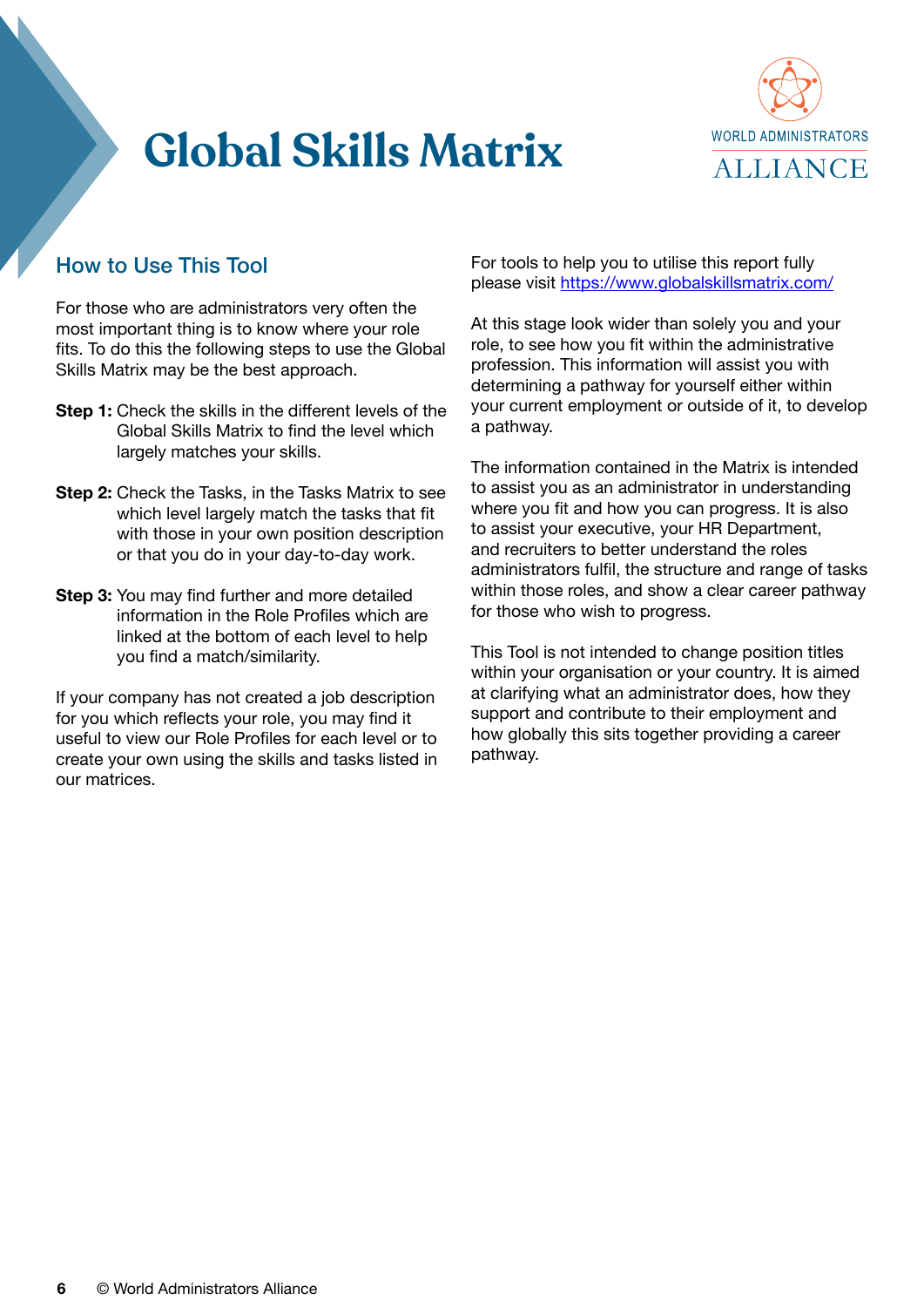# Global Skills Matrix

## How to Use This Tool

For those who are administrators very often the most important thing is to know where your role fits. To do this the following steps to use the Global Skills Matrix may be the best approach.

**Step 1:** Check the skills in the different levels of the Global Skills Matrix to find the level which largely matches your skills.

**Step 2:** Check the Tasks, in the Tasks Matrix to see which level largely match the tasks that fit with those in your own position description or that you do in your day-to-day work.

**Step 3:** You may find further and more detailed information in the Role Profiles which are linked at the bottom of each level to help you find a match/similarity.

If your company has not created a job description for you which reflects your role, you may find it useful to view our Role Profiles for each level or to create your own using the skills and tasks listed in our matrices.

For tools to help you to utilise this report fully please visit https://www.globalskillsmatrix.com/

At this stage look wider than solely you and your role, to see how you fit within the administrative profession. This information will assist you with determining a pathway for yourself either within your current employment or outside of it, to develop a pathway.

The information contained in the Matrix is intended to assist you as an administrator in understanding where you fit and how you can progress. It is also to assist your executive, your HR Department, and recruiters to better understand the roles administrators fulfil, the structure and range of tasks within those roles, and show a clear career pathway for those who wish to progress.

This Tool is not intended to change position titles within your organisation or your country. It is aimed at clarifying what an administrator does, how they support and contribute to their employment and how globally this sits together providing a career pathway.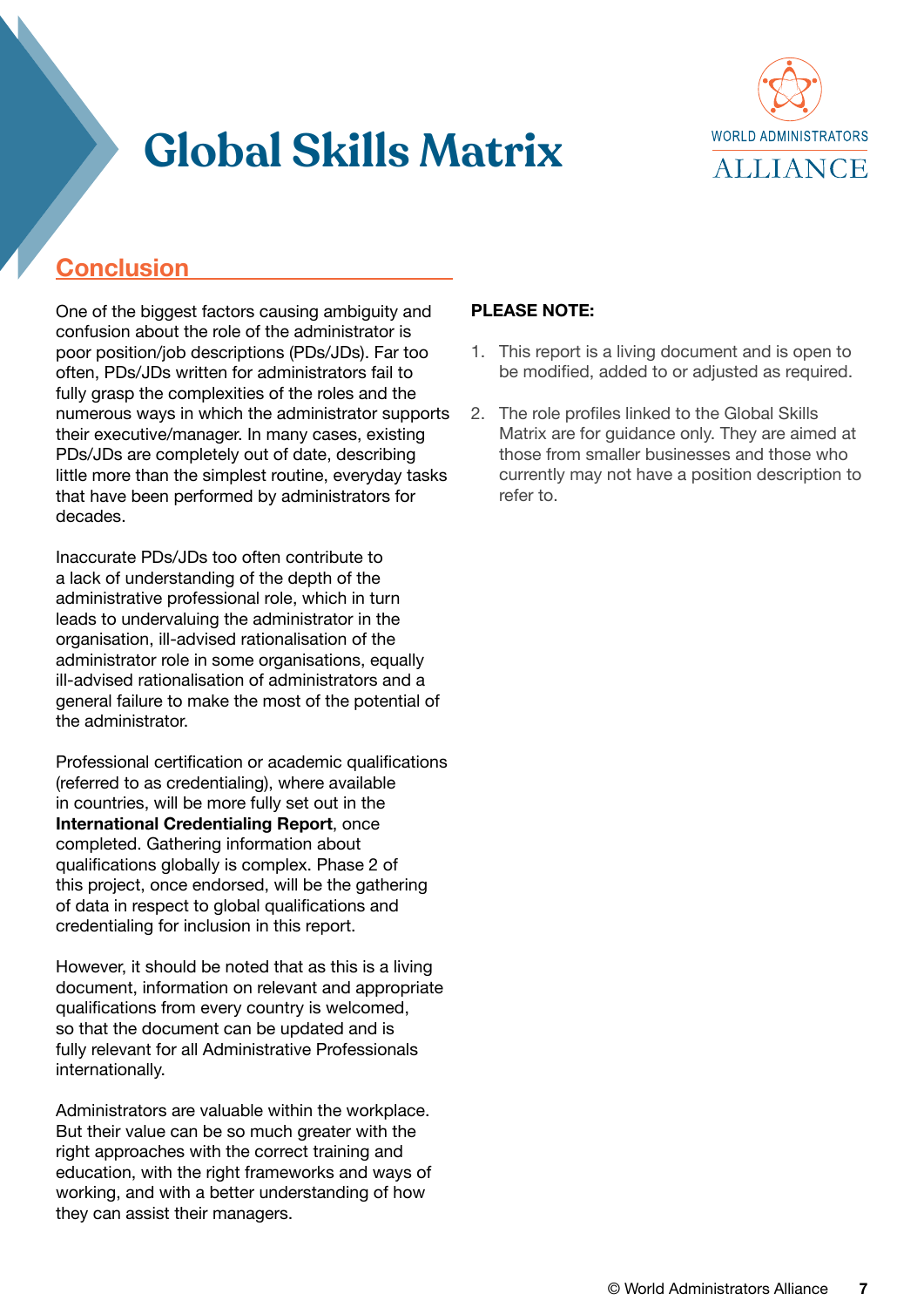# Global Skills Matrix

## Conclusion

One of the biggest factors causing ambiguity and confusion about the role of the administrator is poor position/job descriptions (PDs/JDs). Far too often, PDs/JDs written for administrators fail to fully grasp the complexities of the roles and the numerous ways in which the administrator supports their executive/manager. In many cases, existing PDs/JDs are completely out of date, describing little more than the simplest routine, everyday tasks that have been performed by administrators for decades.

Inaccurate PDs/JDs too often contribute to a lack of understanding of the depth of the administrative professional role, which in turn leads to undervaluing the administrator in the organisation, ill-advised rationalisation of the administrator role in some organisations, equally ill-advised rationalisation of administrators and a general failure to make the most of the potential of the administrator.

Professional certification or academic qualifications (referred to as credentialing), where available in countries, will be more fully set out in the **International Credentialing Report**, once completed. Gathering information about qualifications globally is complex. Phase 2 of this project, once endorsed, will be the gathering of data in respect to global qualifications and credentialing for inclusion in this report.

However, it should be noted that as this is a living document, information on relevant and appropriate qualifications from every country is welcomed, so that the document can be updated and is fully relevant for all Administrative Professionals internationally.

Administrators are valuable within the workplace. But their value can be so much greater with the right approaches with the correct training and education, with the right frameworks and ways of working, and with a better understanding of how they can assist their managers.

**PLEASE NOTE:**

1. This report is a living document and is open to be modified, added to or adjusted as required.
2. The role profiles linked to the Global Skills Matrix are for guidance only. They are aimed at those from smaller businesses and those who currently may not have a position description to refer to.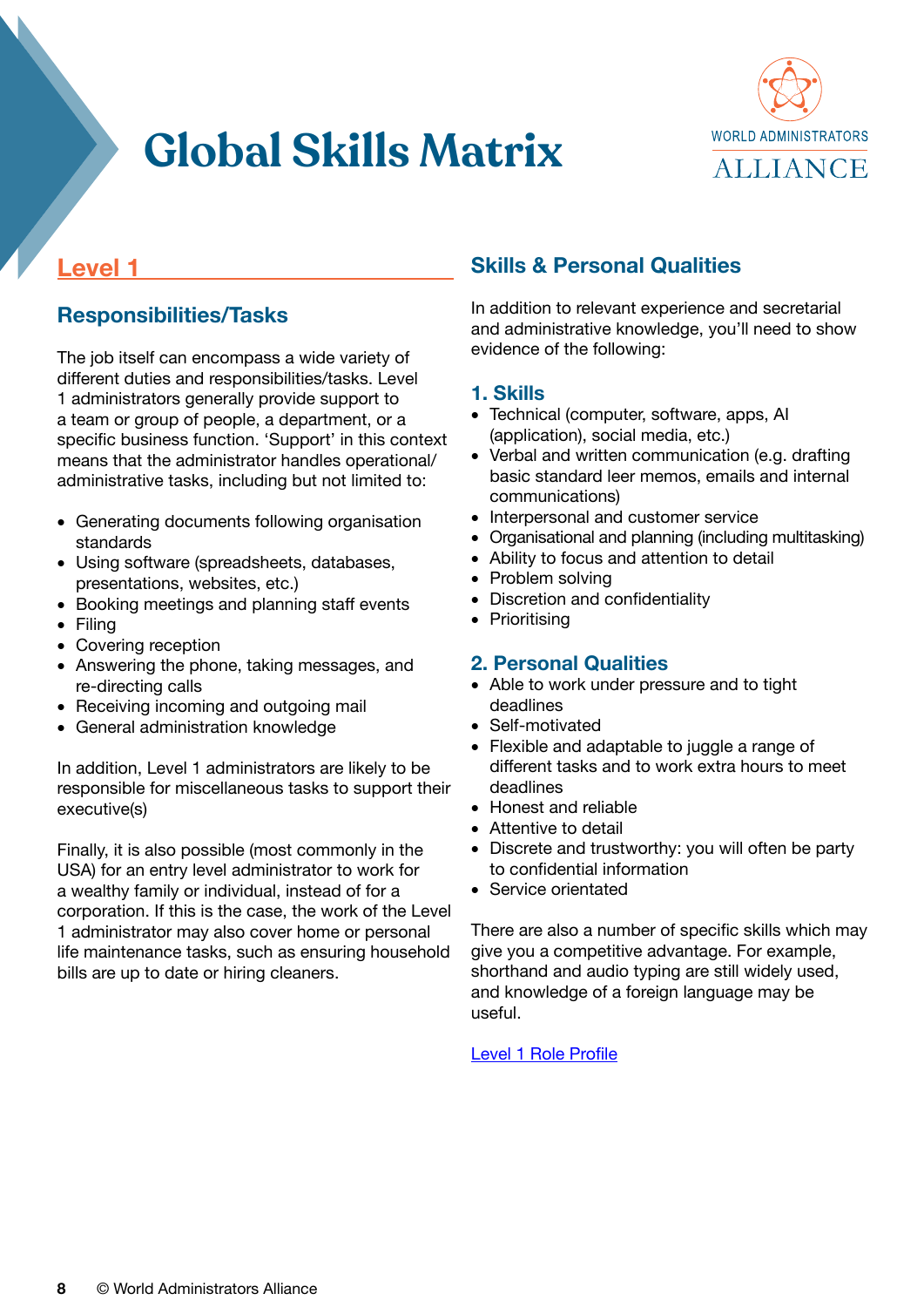# Global Skills Matrix

WORLD ADMINISTRATORS ALLIANCE

## Level 1

### Responsibilities/Tasks

The job itself can encompass a wide variety of different duties and responsibilities/tasks. Level 1 administrators generally provide support to a team or group of people, a department, or a specific business function. 'Support' in this context means that the administrator handles operational/ administrative tasks, including but not limited to:

- Generating documents following organisation standards
- Using software (spreadsheets, databases, presentations, websites, etc.)
- Booking meetings and planning staff events
- Filing
- Covering reception
- Answering the phone, taking messages, and re-directing calls
- Receiving incoming and outgoing mail
- General administration knowledge

In addition, Level 1 administrators are likely to be responsible for miscellaneous tasks to support their executive(s)

Finally, it is also possible (most commonly in the USA) for an entry level administrator to work for a wealthy family or individual, instead of for a corporation. If this is the case, the work of the Level 1 administrator may also cover home or personal life maintenance tasks, such as ensuring household bills are up to date or hiring cleaners.

## Skills & Personal Qualities

In addition to relevant experience and secretarial and administrative knowledge, you'll need to show evidence of the following:

### 1. Skills

- Technical (computer, software, apps, AI (application), social media, etc.)
- Verbal and written communication (e.g. drafting basic standard leer memos, emails and internal communications)
- Interpersonal and customer service
- Organisational and planning (including multitasking)
- Ability to focus and attention to detail
- Problem solving
- Discretion and confidentiality
- Prioritising

### 2. Personal Qualities

- Able to work under pressure and to tight deadlines
- Self-motivated
- Flexible and adaptable to juggle a range of different tasks and to work extra hours to meet deadlines
- Honest and reliable
- Attentive to detail
- Discrete and trustworthy: you will often be party to confidential information
- Service orientated

There are also a number of specific skills which may give you a competitive advantage. For example, shorthand and audio typing are still widely used, and knowledge of a foreign language may be useful.

Level 1 Role Profile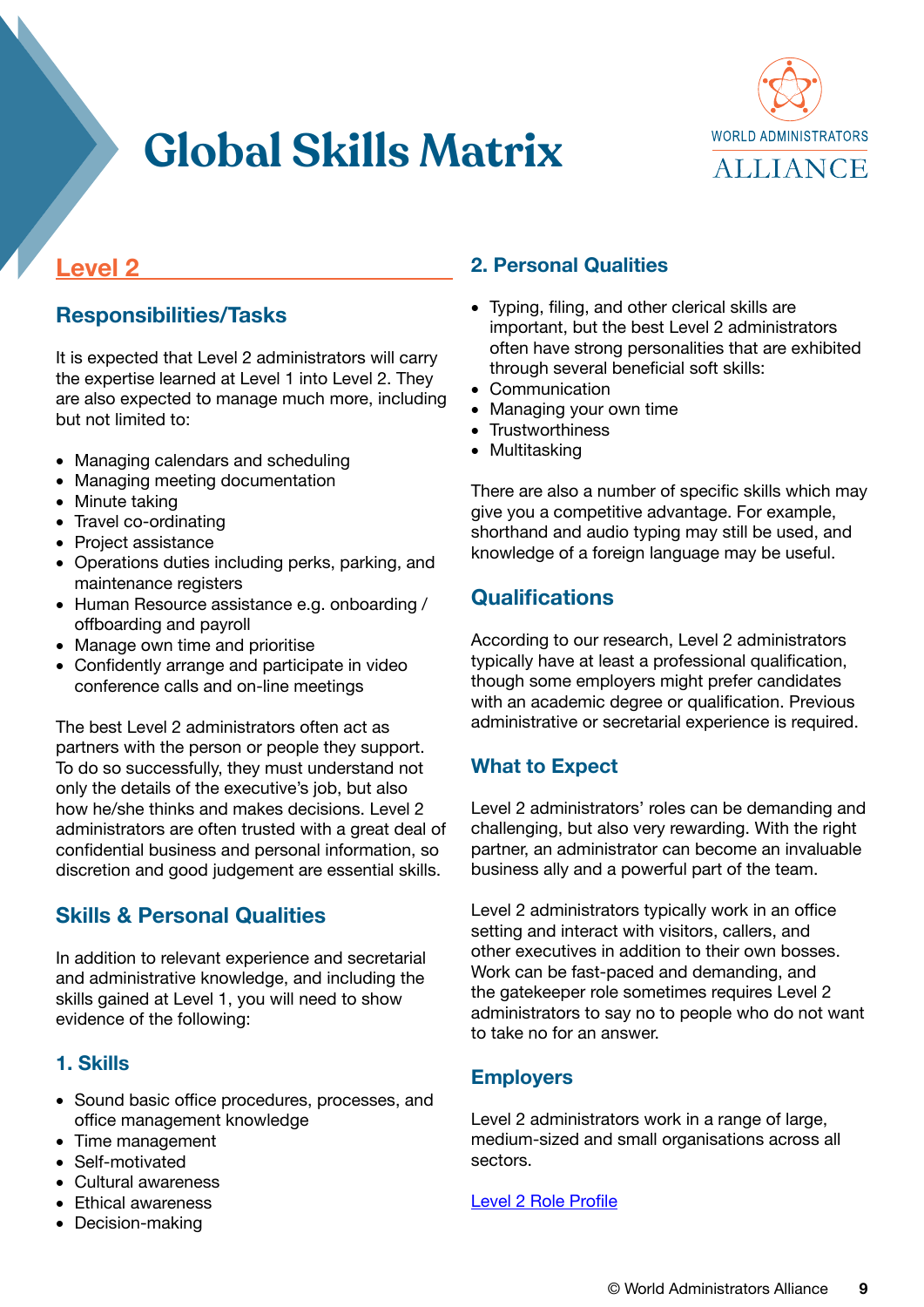# Global Skills Matrix

## Level 2

### Responsibilities/Tasks

It is expected that Level 2 administrators will carry the expertise learned at Level 1 into Level 2. They are also expected to manage much more, including but not limited to:

- Managing calendars and scheduling
- Managing meeting documentation
- Minute taking
- Travel co-ordinating
- Project assistance
- Operations duties including perks, parking, and maintenance registers
- Human Resource assistance e.g. onboarding / offboarding and payroll
- Manage own time and prioritise
- Confidently arrange and participate in video conference calls and on-line meetings

The best Level 2 administrators often act as partners with the person or people they support. To do so successfully, they must understand not only the details of the executive's job, but also how he/she thinks and makes decisions. Level 2 administrators are often trusted with a great deal of confidential business and personal information, so discretion and good judgement are essential skills.

### Skills & Personal Qualities

In addition to relevant experience and secretarial and administrative knowledge, and including the skills gained at Level 1, you will need to show evidence of the following:

#### 1. Skills

- Sound basic office procedures, processes, and office management knowledge
- Time management
- Self-motivated
- Cultural awareness
- Ethical awareness
- Decision-making

#### 2. Personal Qualities

- Typing, filing, and other clerical skills are important, but the best Level 2 administrators often have strong personalities that are exhibited through several beneficial soft skills:
- Communication
- Managing your own time
- Trustworthiness
- Multitasking

There are also a number of specific skills which may give you a competitive advantage. For example, shorthand and audio typing may still be used, and knowledge of a foreign language may be useful.

### Qualifications

According to our research, Level 2 administrators typically have at least a professional qualification, though some employers might prefer candidates with an academic degree or qualification. Previous administrative or secretarial experience is required.

### What to Expect

Level 2 administrators' roles can be demanding and challenging, but also very rewarding. With the right partner, an administrator can become an invaluable business ally and a powerful part of the team.

Level 2 administrators typically work in an office setting and interact with visitors, callers, and other executives in addition to their own bosses. Work can be fast-paced and demanding, and the gatekeeper role sometimes requires Level 2 administrators to say no to people who do not want to take no for an answer.

### Employers

Level 2 administrators work in a range of large, medium-sized and small organisations across all sectors.

Level 2 Role Profile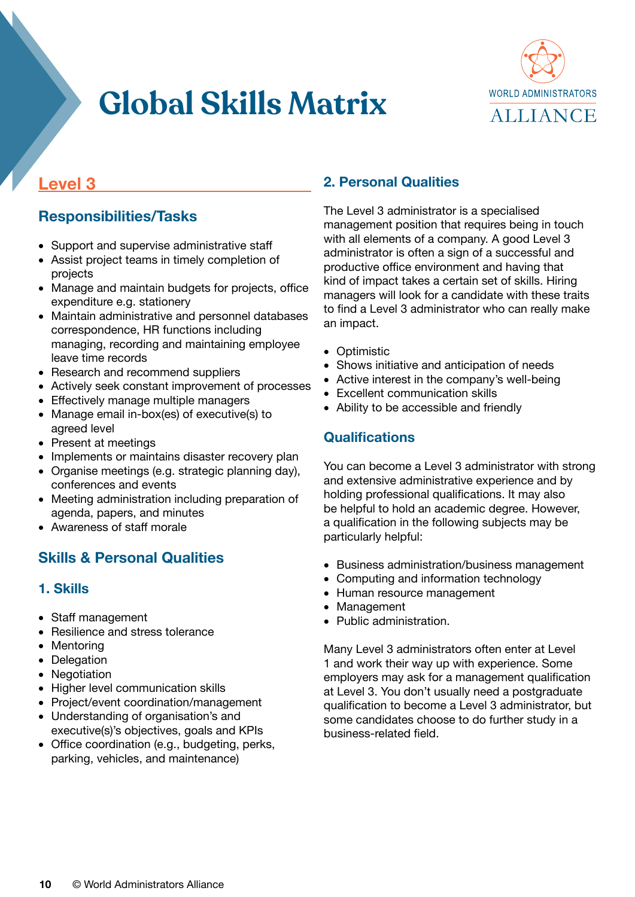# Global Skills Matrix

WORLD ADMINISTRATORS ALLIANCE

## Level 3

### Responsibilities/Tasks

- Support and supervise administrative staff
- Assist project teams in timely completion of projects
- Manage and maintain budgets for projects, office expenditure e.g. stationery
- Maintain administrative and personnel databases correspondence, HR functions including managing, recording and maintaining employee leave time records
- Research and recommend suppliers
- Actively seek constant improvement of processes
- Effectively manage multiple managers
- Manage email in-box(es) of executive(s) to agreed level
- Present at meetings
- Implements or maintains disaster recovery plan
- Organise meetings (e.g. strategic planning day), conferences and events
- Meeting administration including preparation of agenda, papers, and minutes
- Awareness of staff morale

### Skills & Personal Qualities

#### 1. Skills

- Staff management
- Resilience and stress tolerance
- Mentoring
- Delegation
- Negotiation
- Higher level communication skills
- Project/event coordination/management
- Understanding of organisation's and executive(s)'s objectives, goals and KPIs
- Office coordination (e.g., budgeting, perks, parking, vehicles, and maintenance)

#### 2. Personal Qualities

The Level 3 administrator is a specialised management position that requires being in touch with all elements of a company. A good Level 3 administrator is often a sign of a successful and productive office environment and having that kind of impact takes a certain set of skills. Hiring managers will look for a candidate with these traits to find a Level 3 administrator who can really make an impact.

- Optimistic
- Shows initiative and anticipation of needs
- Active interest in the company's well-being
- Excellent communication skills
- Ability to be accessible and friendly

### Qualifications

You can become a Level 3 administrator with strong and extensive administrative experience and by holding professional qualifications. It may also be helpful to hold an academic degree. However, a qualification in the following subjects may be particularly helpful:

- Business administration/business management
- Computing and information technology
- Human resource management
- Management
- Public administration.

Many Level 3 administrators often enter at Level 1 and work their way up with experience. Some employers may ask for a management qualification at Level 3. You don't usually need a postgraduate qualification to become a Level 3 administrator, but some candidates choose to do further study in a business-related field.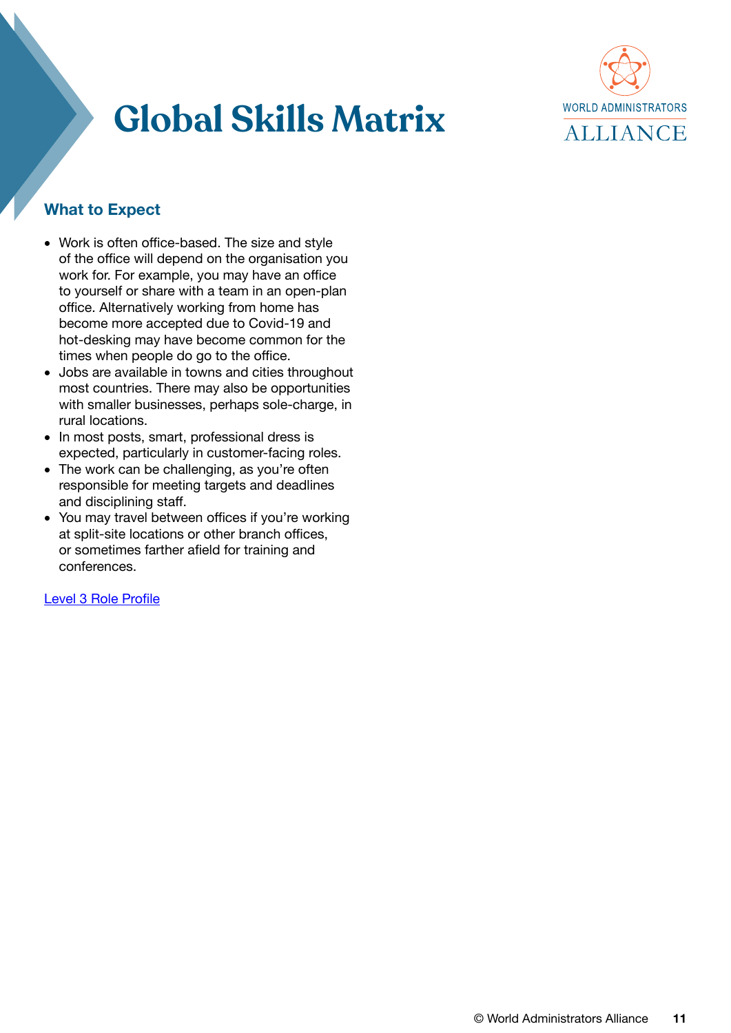# Global Skills Matrix

## What to Expect

- Work is often office-based. The size and style of the office will depend on the organisation you work for. For example, you may have an office to yourself or share with a team in an open-plan office. Alternatively working from home has become more accepted due to Covid-19 and hot-desking may have become common for the times when people do go to the office.
- Jobs are available in towns and cities throughout most countries. There may also be opportunities with smaller businesses, perhaps sole-charge, in rural locations.
- In most posts, smart, professional dress is expected, particularly in customer-facing roles.
- The work can be challenging, as you're often responsible for meeting targets and deadlines and disciplining staff.
- You may travel between offices if you're working at split-site locations or other branch offices, or sometimes farther afield for training and conferences.

Level 3 Role Profile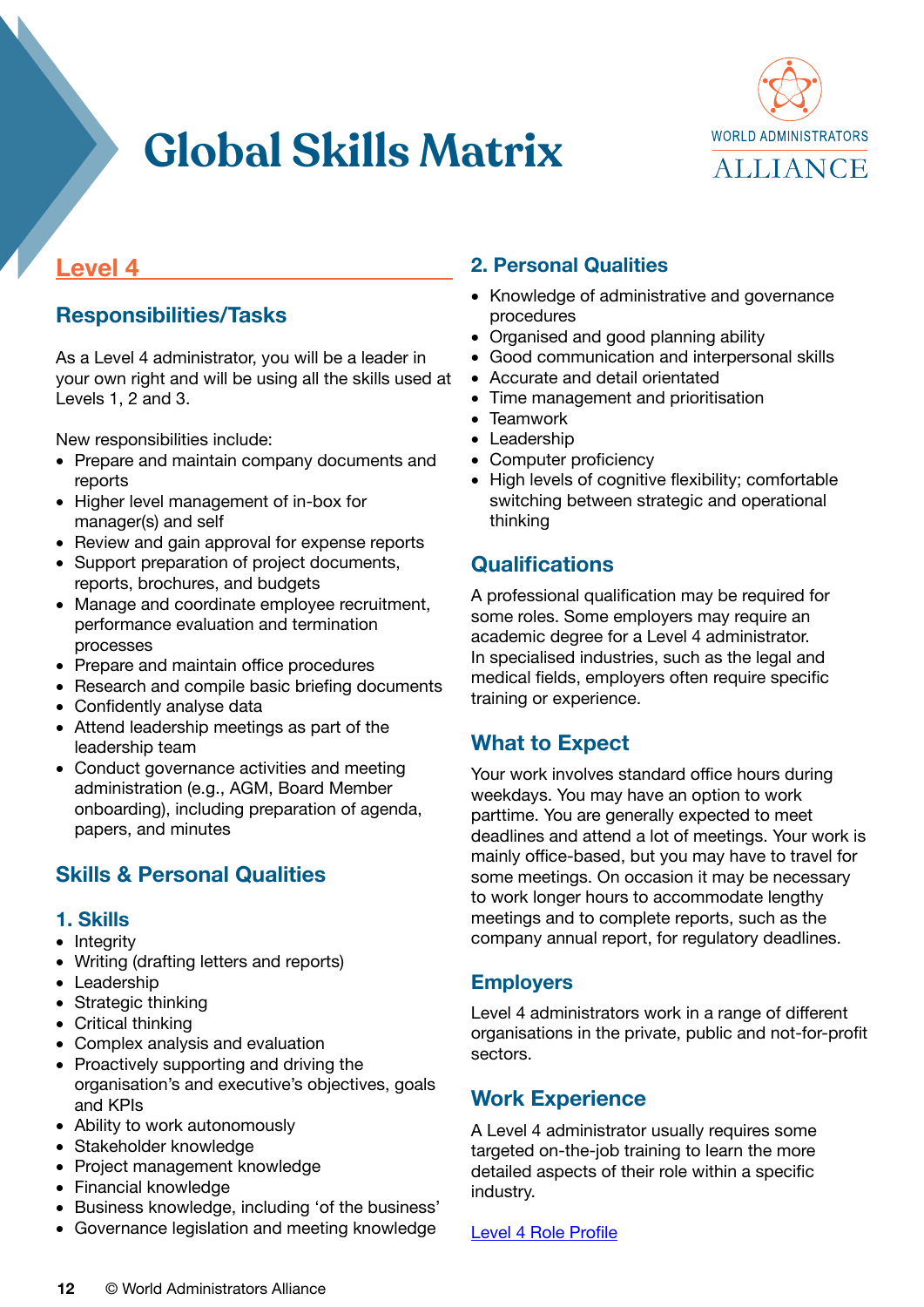# Global Skills Matrix

WORLD ADMINISTRATORS ALLIANCE

## Level 4

### Responsibilities/Tasks

As a Level 4 administrator, you will be a leader in your own right and will be using all the skills used at Levels 1, 2 and 3.

New responsibilities include:

- Prepare and maintain company documents and reports
- Higher level management of in-box for manager(s) and self
- Review and gain approval for expense reports
- Support preparation of project documents, reports, brochures, and budgets
- Manage and coordinate employee recruitment, performance evaluation and termination processes
- Prepare and maintain office procedures
- Research and compile basic briefing documents
- Confidently analyse data
- Attend leadership meetings as part of the leadership team
- Conduct governance activities and meeting administration (e.g., AGM, Board Member onboarding), including preparation of agenda, papers, and minutes

### Skills & Personal Qualities

#### 1. Skills

- Integrity
- Writing (drafting letters and reports)
- Leadership
- Strategic thinking
- Critical thinking
- Complex analysis and evaluation
- Proactively supporting and driving the organisation's and executive's objectives, goals and KPIs
- Ability to work autonomously
- Stakeholder knowledge
- Project management knowledge
- Financial knowledge
- Business knowledge, including 'of the business'
- Governance legislation and meeting knowledge

#### 2. Personal Qualities

- Knowledge of administrative and governance procedures
- Organised and good planning ability
- Good communication and interpersonal skills
- Accurate and detail orientated
- Time management and prioritisation
- Teamwork
- Leadership
- Computer proficiency
- High levels of cognitive flexibility; comfortable switching between strategic and operational thinking

### Qualifications

A professional qualification may be required for some roles. Some employers may require an academic degree for a Level 4 administrator. In specialised industries, such as the legal and medical fields, employers often require specific training or experience.

### What to Expect

Your work involves standard office hours during weekdays. You may have an option to work parttime. You are generally expected to meet deadlines and attend a lot of meetings. Your work is mainly office-based, but you may have to travel for some meetings. On occasion it may be necessary to work longer hours to accommodate lengthy meetings and to complete reports, such as the company annual report, for regulatory deadlines.

### Employers

Level 4 administrators work in a range of different organisations in the private, public and not-for-profit sectors.

### Work Experience

A Level 4 administrator usually requires some targeted on-the-job training to learn the more detailed aspects of their role within a specific industry.

Level 4 Role Profile

© World Administrators Alliance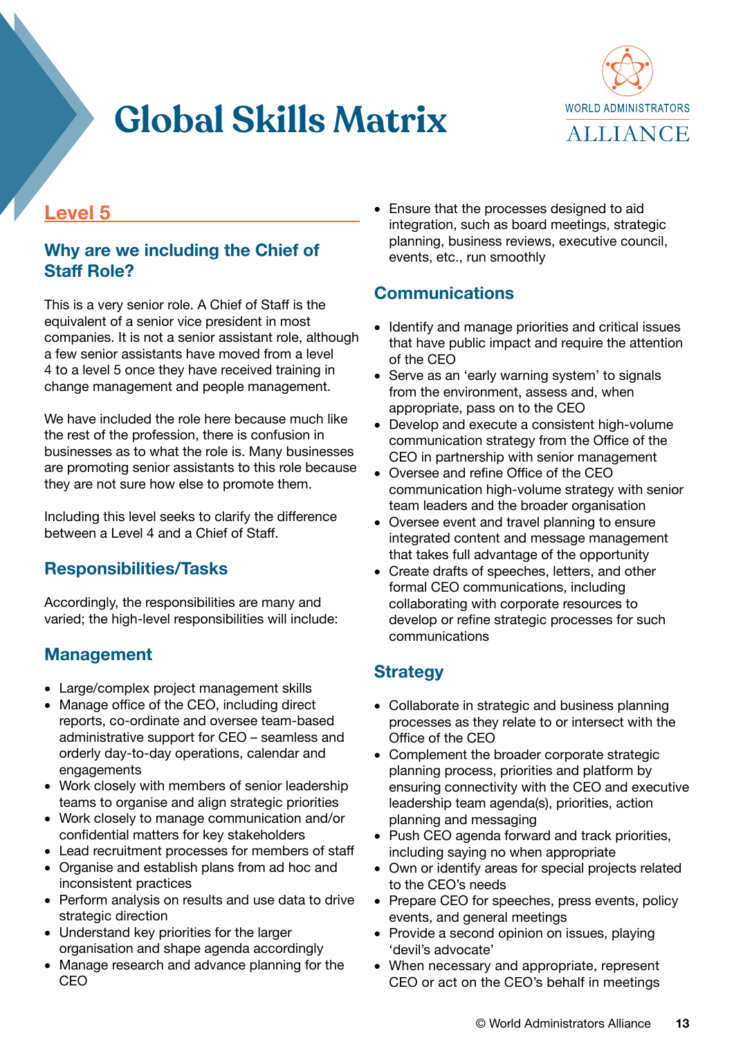# Global Skills Matrix

## Level 5

### Why are we including the Chief of Staff Role?

This is a very senior role. A Chief of Staff is the equivalent of a senior vice president in most companies. It is not a senior assistant role, although a few senior assistants have moved from a level 4 to a level 5 once they have received training in change management and people management.

We have included the role here because much like the rest of the profession, there is confusion in businesses as to what the role is. Many businesses are promoting senior assistants to this role because they are not sure how else to promote them.

Including this level seeks to clarify the difference between a Level 4 and a Chief of Staff.

### Responsibilities/Tasks

Accordingly, the responsibilities are many and varied; the high-level responsibilities will include:

### Management

- Large/complex project management skills
- Manage office of the CEO, including direct reports, co-ordinate and oversee team-based administrative support for CEO – seamless and orderly day-to-day operations, calendar and engagements
- Work closely with members of senior leadership teams to organise and align strategic priorities
- Work closely to manage communication and/or confidential matters for key stakeholders
- Lead recruitment processes for members of staff
- Organise and establish plans from ad hoc and inconsistent practices
- Perform analysis on results and use data to drive strategic direction
- Understand key priorities for the larger organisation and shape agenda accordingly
- Manage research and advance planning for the CEO
- Ensure that the processes designed to aid integration, such as board meetings, strategic planning, business reviews, executive council, events, etc., run smoothly

### Communications

- Identify and manage priorities and critical issues that have public impact and require the attention of the CEO
- Serve as an 'early warning system' to signals from the environment, assess and, when appropriate, pass on to the CEO
- Develop and execute a consistent high-volume communication strategy from the Office of the CEO in partnership with senior management
- Oversee and refine Office of the CEO communication high-volume strategy with senior team leaders and the broader organisation
- Oversee event and travel planning to ensure integrated content and message management that takes full advantage of the opportunity
- Create drafts of speeches, letters, and other formal CEO communications, including collaborating with corporate resources to develop or refine strategic processes for such communications

### Strategy

- Collaborate in strategic and business planning processes as they relate to or intersect with the Office of the CEO
- Complement the broader corporate strategic planning process, priorities and platform by ensuring connectivity with the CEO and executive leadership team agenda(s), priorities, action planning and messaging
- Push CEO agenda forward and track priorities, including saying no when appropriate
- Own or identify areas for special projects related to the CEO's needs
- Prepare CEO for speeches, press events, policy events, and general meetings
- Provide a second opinion on issues, playing 'devil's advocate'
- When necessary and appropriate, represent CEO or act on the CEO's behalf in meetings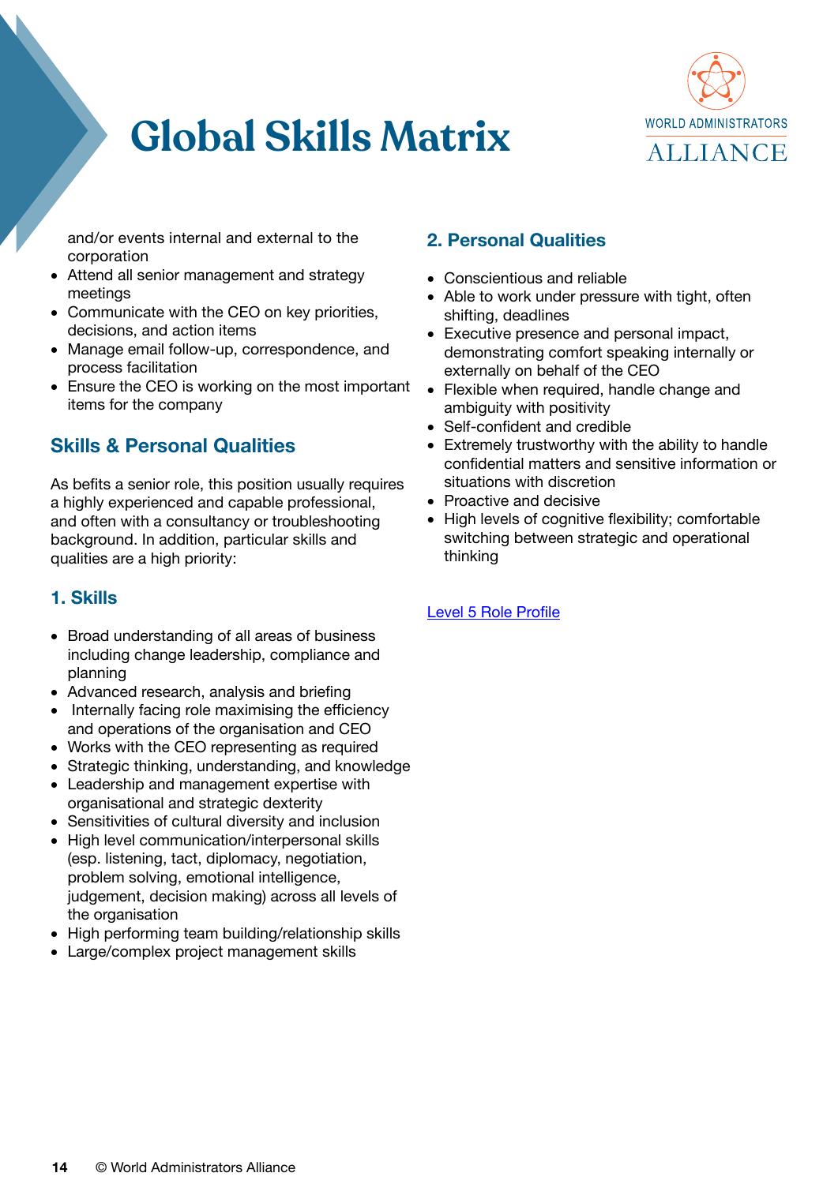and/or events internal and external to the corporation
- Attend all senior management and strategy meetings
- Communicate with the CEO on key priorities, decisions, and action items
- Manage email follow-up, correspondence, and process facilitation
- Ensure the CEO is working on the most important items for the company

## Skills & Personal Qualities

As befits a senior role, this position usually requires a highly experienced and capable professional, and often with a consultancy or troubleshooting background. In addition, particular skills and qualities are a high priority:

### 1. Skills

- Broad understanding of all areas of business including change leadership, compliance and planning
- Advanced research, analysis and briefing
- Internally facing role maximising the efficiency and operations of the organisation and CEO
- Works with the CEO representing as required
- Strategic thinking, understanding, and knowledge
- Leadership and management expertise with organisational and strategic dexterity
- Sensitivities of cultural diversity and inclusion
- High level communication/interpersonal skills (esp. listening, tact, diplomacy, negotiation, problem solving, emotional intelligence, judgement, decision making) across all levels of the organisation
- High performing team building/relationship skills
- Large/complex project management skills

### 2. Personal Qualities

- Conscientious and reliable
- Able to work under pressure with tight, often shifting, deadlines
- Executive presence and personal impact, demonstrating comfort speaking internally or externally on behalf of the CEO
- Flexible when required, handle change and ambiguity with positivity
- Self-confident and credible
- Extremely trustworthy with the ability to handle confidential matters and sensitive information or situations with discretion
- Proactive and decisive
- High levels of cognitive flexibility; comfortable switching between strategic and operational thinking

Level 5 Role Profile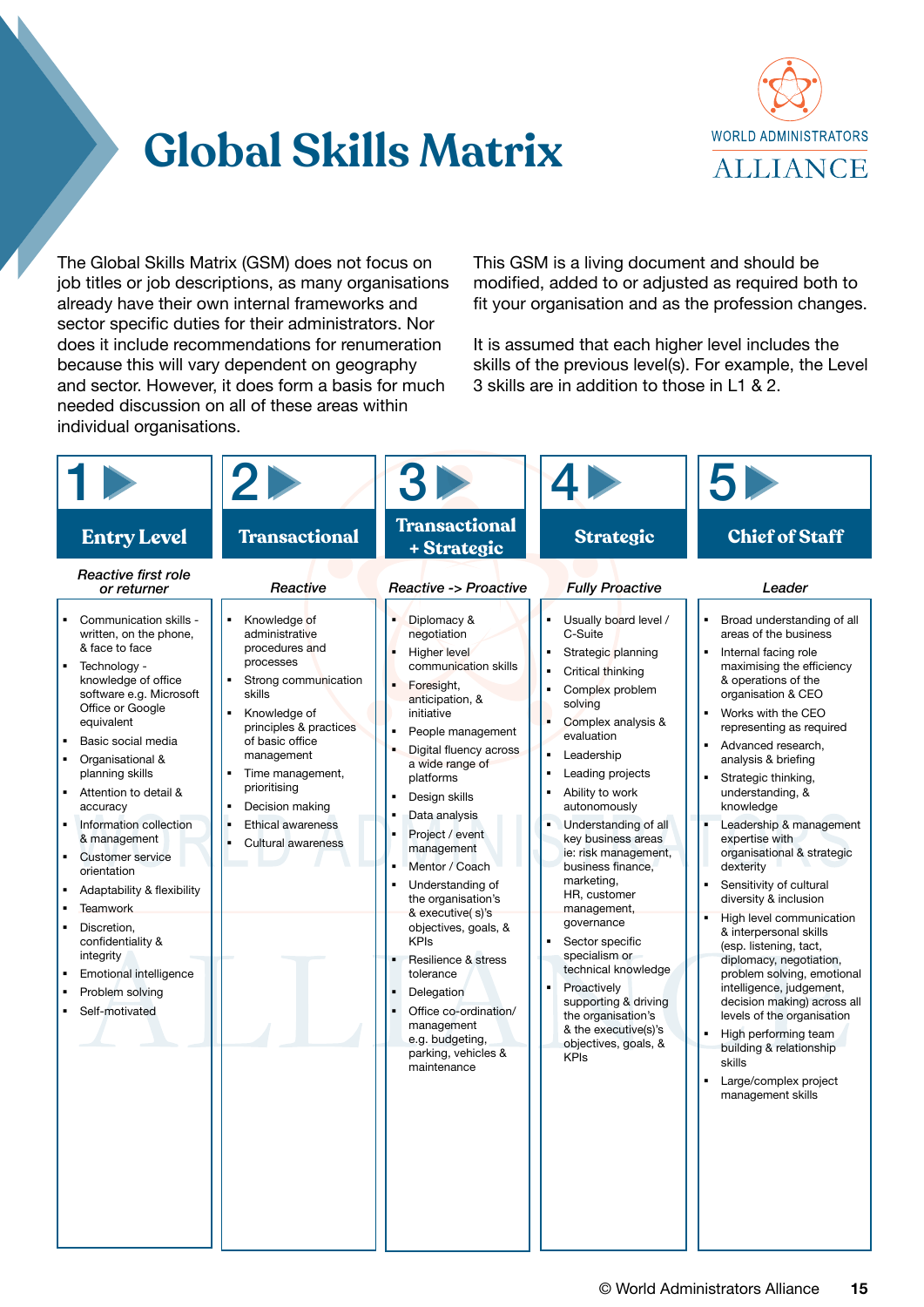# Global Skills Matrix

WORLD ADMINISTRATORS ALLIANCE

The Global Skills Matrix (GSM) does not focus on job titles or job descriptions, as many organisations already have their own internal frameworks and sector specific duties for their administrators. Nor does it include recommendations for renumeration because this will vary dependent on geography and sector. However, it does form a basis for much needed discussion on all of these areas within individual organisations.

This GSM is a living document and should be modified, added to or adjusted as required both to fit your organisation and as the profession changes.

It is assumed that each higher level includes the skills of the previous level(s). For example, the Level 3 skills are in addition to those in L1 & 2.

## 1 Entry Level

*Reactive first role or returner*

- Communication skills - written, on the phone, & face to face
- Technology - knowledge of office software e.g. Microsoft Office or Google equivalent
- Basic social media
- Organisational & planning skills
- Attention to detail & accuracy
- Information collection & management
- Customer service orientation
- Adaptability & flexibility
- Teamwork
- Discretion, confidentiality & integrity
- Emotional intelligence
- Problem solving
- Self-motivated

## 2 Transactional

*Reactive*

- Knowledge of administrative procedures and processes
- Strong communication skills
- Knowledge of principles & practices of basic office management
- Time management, prioritising
- Decision making
- Ethical awareness
- Cultural awareness

## 3 Transactional + Strategic

*Reactive -> Proactive*

- Diplomacy & negotiation
- Higher level communication skills
- Foresight, anticipation, & initiative
- People management
- Digital fluency across a wide range of platforms
- Design skills
- Data analysis
- Project / event management
- Mentor / Coach
- Understanding of the organisation's & executive( s)'s objectives, goals, & KPIs
- Resilience & stress tolerance
- Delegation
- Office co-ordination/ management e.g. budgeting, parking, vehicles & maintenance

## 4 Strategic

*Fully Proactive*

- Usually board level / C-Suite
- Strategic planning
- Critical thinking
- Complex problem solving
- Complex analysis & evaluation
- Leadership
- Leading projects
- Ability to work autonomously
- Understanding of all key business areas ie: risk management, business finance, marketing, HR, customer management, governance
- Sector specific specialism or technical knowledge
- Proactively supporting & driving the organisation's & the executive(s)'s objectives, goals, & KPIs

## 5 Chief of Staff

*Leader*

- Broad understanding of all areas of the business
- Internal facing role maximising the efficiency & operations of the organisation & CEO
- Works with the CEO representing as required
- Advanced research, analysis & briefing
- Strategic thinking, understanding, & knowledge
- Leadership & management expertise with organisational & strategic dexterity
- Sensitivity of cultural diversity & inclusion
- High level communication & interpersonal skills (esp. listening, tact, diplomacy, negotiation, problem solving, emotional intelligence, judgement, decision making) across all levels of the organisation
- High performing team building & relationship skills
- Large/complex project management skills

© World Administrators Alliance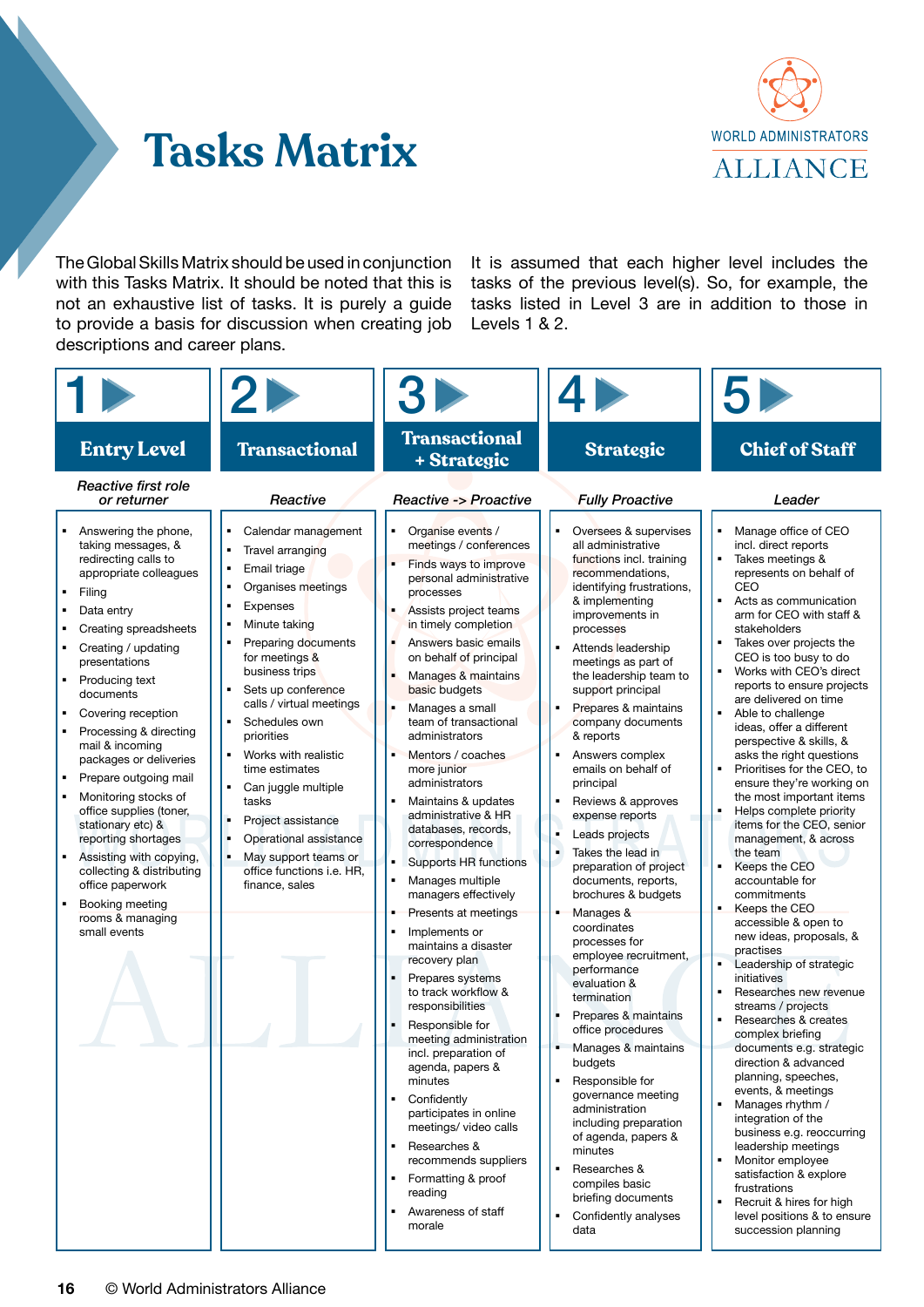# Tasks Matrix

WORLD ADMINISTRATORS ALLIANCE

The Global Skills Matrix should be used in conjunction with this Tasks Matrix. It should be noted that this is not an exhaustive list of tasks. It is purely a guide to provide a basis for discussion when creating job descriptions and career plans.

It is assumed that each higher level includes the tasks of the previous level(s). So, for example, the tasks listed in Level 3 are in addition to those in Levels 1 & 2.

## 1 Entry Level

*Reactive first role or returner*

- Answering the phone, taking messages, & redirecting calls to appropriate colleagues
- Filing
- Data entry
- Creating spreadsheets
- Creating / updating presentations
- Producing text documents
- Covering reception
- Processing & directing mail & incoming packages or deliveries
- Prepare outgoing mail
- Monitoring stocks of office supplies (toner, stationary etc) & reporting shortages
- Assisting with copying, collecting & distributing office paperwork
- Booking meeting rooms & managing small events

## 2 Transactional

*Reactive*

- Calendar management
- Travel arranging
- Email triage
- Organises meetings
- Expenses
- Minute taking
- Preparing documents for meetings & business trips
- Sets up conference calls / virtual meetings
- Schedules own priorities
- Works with realistic time estimates
- Can juggle multiple tasks
- Project assistance
- Operational assistance
- May support teams or office functions i.e. HR, finance, sales

## 3 Transactional + Strategic

*Reactive -> Proactive*

- Organise events / meetings / conferences
- Finds ways to improve personal administrative processes
- Assists project teams in timely completion
- Answers basic emails on behalf of principal
- Manages & maintains basic budgets
- Manages a small team of transactional administrators
- Mentors / coaches more junior administrators
- Maintains & updates administrative & HR databases, records, correspondence
- Supports HR functions
- Manages multiple managers effectively
- Presents at meetings
- Implements or maintains a disaster recovery plan
- Prepares systems to track workflow & responsibilities
- Responsible for meeting administration incl. preparation of agenda, papers & minutes
- Confidently participates in online meetings/ video calls
- Researches & recommends suppliers
- Formatting & proof reading
- Awareness of staff morale

## 4 Strategic

*Fully Proactive*

- Oversees & supervises all administrative functions incl. training recommendations, identifying frustrations, & implementing improvements in processes
- Attends leadership meetings as part of the leadership team to support principal
- Prepares & maintains company documents & reports
- Answers complex emails on behalf of principal
- Reviews & approves expense reports
- Leads projects
- Takes the lead in preparation of project documents, reports, brochures & budgets
- Manages & coordinates processes for employee recruitment, performance evaluation & termination
- Prepares & maintains office procedures
- Manages & maintains budgets
- Responsible for governance meeting administration including preparation of agenda, papers & minutes
- Researches & compiles basic briefing documents
- Confidently analyses data

## 5 Chief of Staff

*Leader*

- Manage office of CEO incl. direct reports
- Takes meetings & represents on behalf of CEO
- Acts as communication arm for CEO with staff & stakeholders
- Takes over projects the CEO is too busy to do
- Works with CEO's direct reports to ensure projects are delivered on time
- Able to challenge ideas, offer a different perspective & skills, & asks the right questions
- Prioritises for the CEO, to ensure they're working on the most important items
- Helps complete priority items for the CEO, senior management, & across the team
- Keeps the CEO accountable for commitments
- Keeps the CEO accessible & open to new ideas, proposals, & practises
- Leadership of strategic initiatives
- Researches new revenue streams / projects
- Researches & creates complex briefing documents e.g. strategic direction & advanced planning, speeches, events, & meetings
- Manages rhythm / integration of the business e.g. reoccurring leadership meetings
- Monitor employee satisfaction & explore frustrations
- Recruit & hires for high level positions & to ensure succession planning

© World Administrators Alliance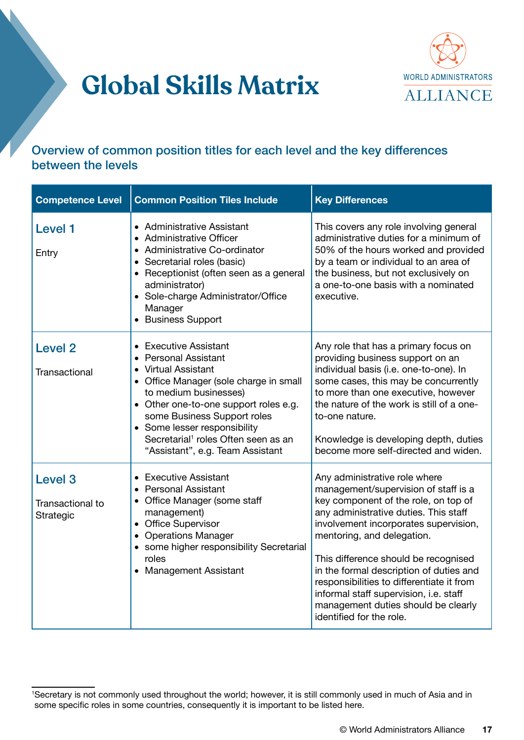# Global Skills Matrix

## Overview of common position titles for each level and the key differences between the levels

| Competence Level | Common Position Tiles Include | Key Differences |
|---|---|---|
| **Level 1**<br><br>Entry | • Administrative Assistant<br>• Administrative Officer<br>• Administrative Co-ordinator<br>• Secretarial roles (basic)<br>• Receptionist (often seen as a general administrator)<br>• Sole-charge Administrator/Office Manager<br>• Business Support | This covers any role involving general administrative duties for a minimum of 50% of the hours worked and provided by a team or individual to an area of the business, but not exclusively on a one-to-one basis with a nominated executive. |
| **Level 2**<br><br>Transactional | • Executive Assistant<br>• Personal Assistant<br>• Virtual Assistant<br>• Office Manager (sole charge in small to medium businesses)<br>• Other one-to-one support roles e.g. some Business Support roles<br>• Some lesser responsibility Secretarial[1] roles Often seen as an "Assistant", e.g. Team Assistant | Any role that has a primary focus on providing business support on an individual basis (i.e. one-to-one). In some cases, this may be concurrently to more than one executive, however the nature of the work is still of a one-to-one nature.<br><br>Knowledge is developing depth, duties become more self-directed and widen. |
| **Level 3**<br><br>Transactional to Strategic | • Executive Assistant<br>• Personal Assistant<br>• Office Manager (some staff management)<br>• Office Supervisor<br>• Operations Manager<br>• some higher responsibility Secretarial roles<br>• Management Assistant | Any administrative role where management/supervision of staff is a key component of the role, on top of any administrative duties. This staff involvement incorporates supervision, mentoring, and delegation.<br><br>This difference should be recognised in the formal description of duties and responsibilities to differentiate it from informal staff supervision, i.e. staff management duties should be clearly identified for the role. |

[1] Secretary is not commonly used throughout the world; however, it is still commonly used in much of Asia and in some specific roles in some countries, consequently it is important to be listed here.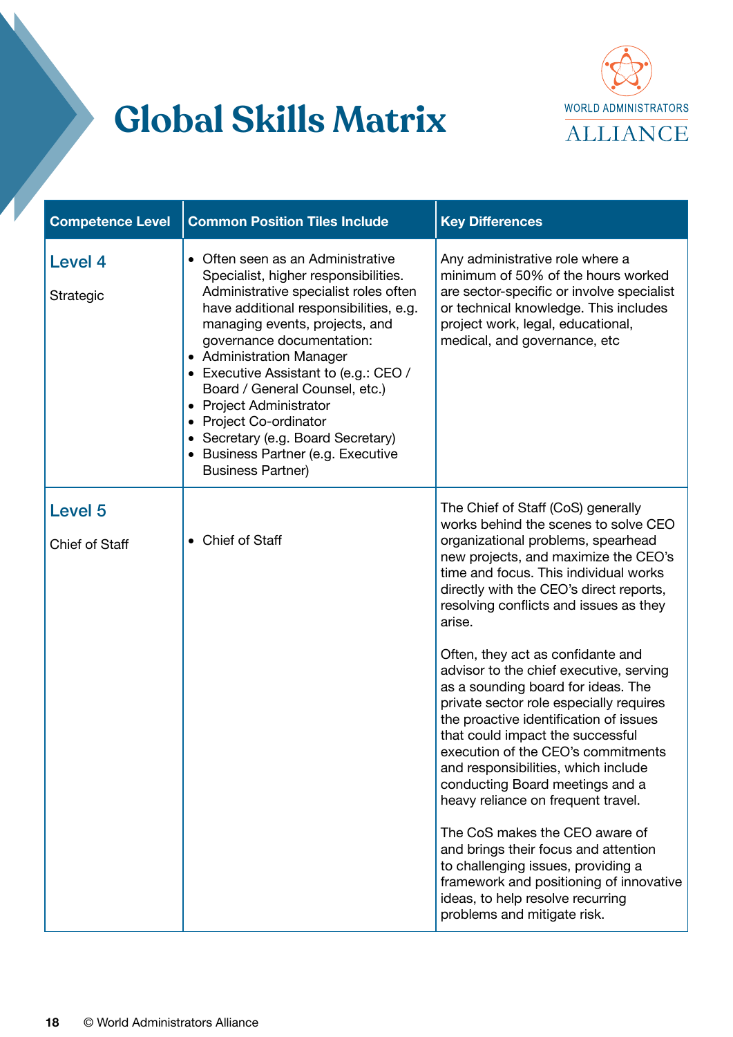# Global Skills Matrix

WORLD ADMINISTRATORS ALLIANCE

| Competence Level | Common Position Tiles Include | Key Differences |
|---|---|---|
| **Level 4**<br><br>Strategic | • Often seen as an Administrative Specialist, higher responsibilities. Administrative specialist roles often have additional responsibilities, e.g. managing events, projects, and governance documentation:<br>• Administration Manager<br>• Executive Assistant to (e.g.: CEO / Board / General Counsel, etc.)<br>• Project Administrator<br>• Project Co-ordinator<br>• Secretary (e.g. Board Secretary)<br>• Business Partner (e.g. Executive Business Partner) | Any administrative role where a minimum of 50% of the hours worked are sector-specific or involve specialist or technical knowledge. This includes project work, legal, educational, medical, and governance, etc |
| **Level 5**<br><br>Chief of Staff | • Chief of Staff | The Chief of Staff (CoS) generally works behind the scenes to solve CEO organizational problems, spearhead new projects, and maximize the CEO's time and focus. This individual works directly with the CEO's direct reports, resolving conflicts and issues as they arise.<br><br>Often, they act as confidante and advisor to the chief executive, serving as a sounding board for ideas. The private sector role especially requires the proactive identification of issues that could impact the successful execution of the CEO's commitments and responsibilities, which include conducting Board meetings and a heavy reliance on frequent travel.<br><br>The CoS makes the CEO aware of and brings their focus and attention to challenging issues, providing a framework and positioning of innovative ideas, to help resolve recurring problems and mitigate risk. |

© World Administrators Alliance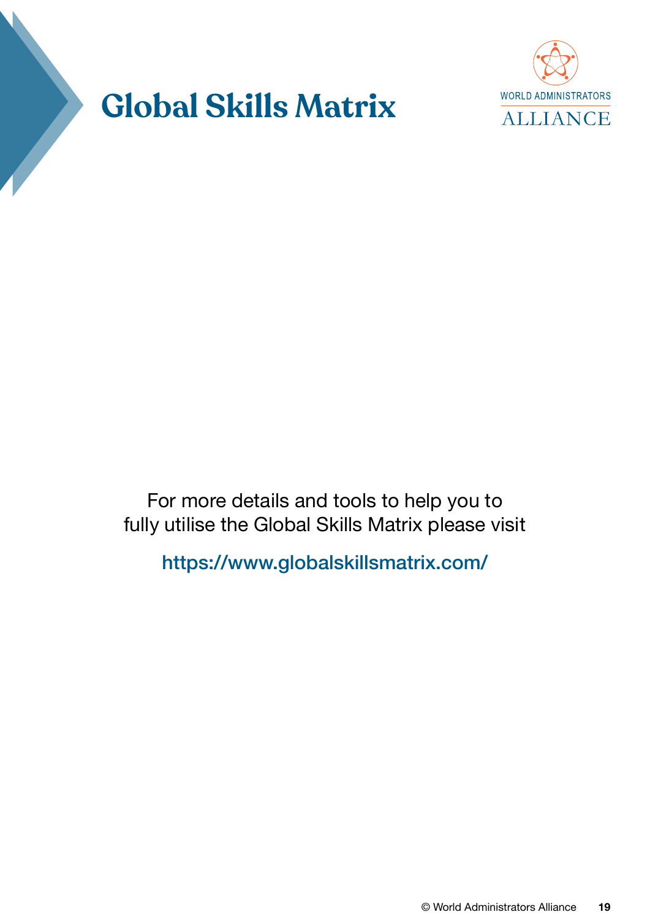# Global Skills Matrix

WORLD ADMINISTRATORS ALLIANCE

For more details and tools to help you to fully utilise the Global Skills Matrix please visit

https://www.globalskillsmatrix.com/

© World Administrators Alliance